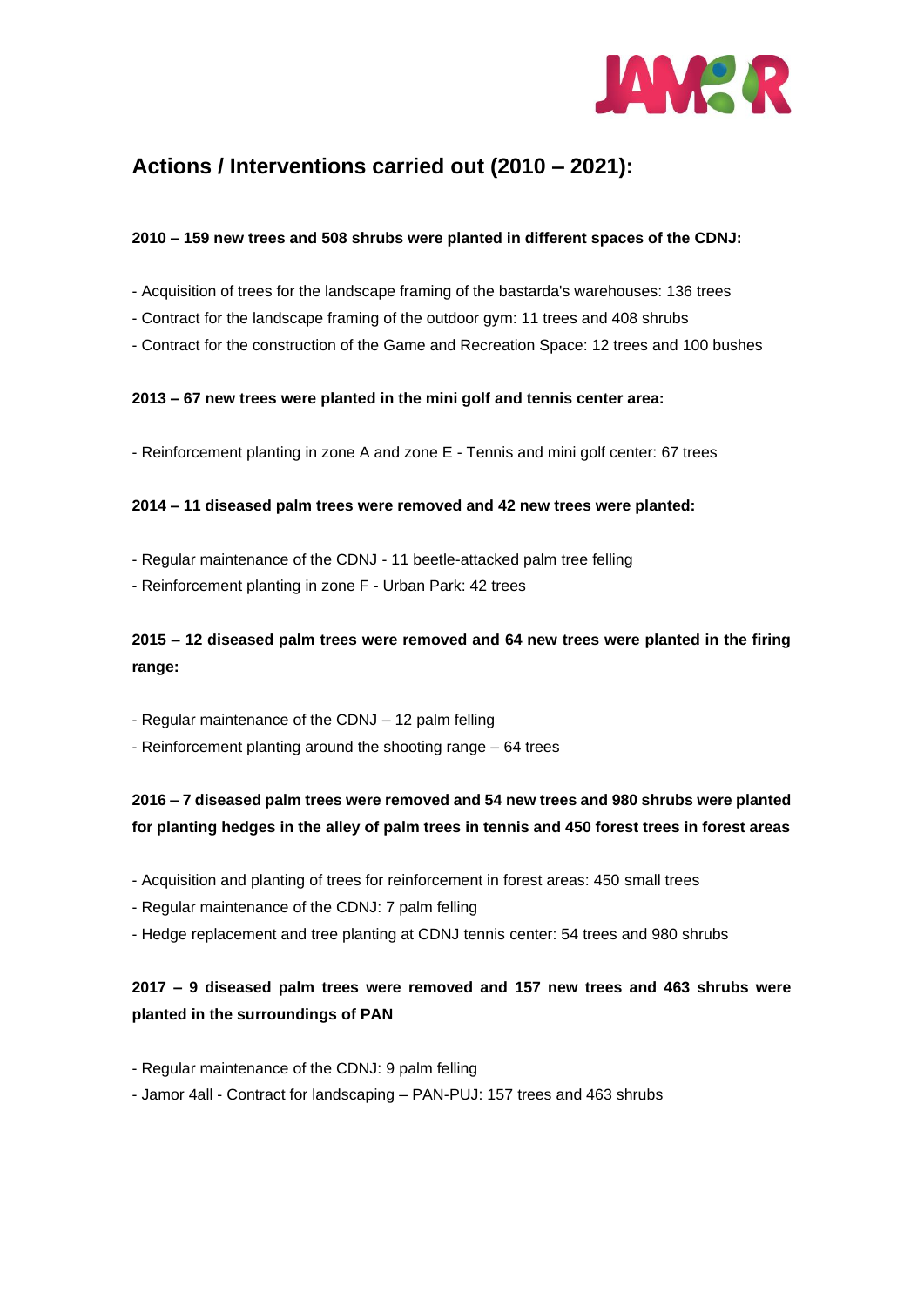## Actions / Interventions carried out (2010 – 2021):

**2010 – 159 new trees and 508 shrubs were planted in different spaces of the CDNJ:**

- Acquisition of trees for the landscape framing of the bastarda's warehouses: 136 trees
- Contract for the landscape framing of the outdoor gym: 11 trees and 408 shrubs
- Contract for the construction of the Game and Recreation Space: 12 trees and 100 bushes

**2013 – 67 new trees were planted in the mini golf and tennis center area:**

- Reinforcement planting in zone A and zone E - Tennis and mini golf center: 67 trees

**2014 – 11 diseased palm trees were removed and 42 new trees were planted:**

- Regular maintenance of the CDNJ - 11 beetle-attacked palm tree felling
- Reinforcement planting in zone F - Urban Park: 42 trees

**2015 – 12 diseased palm trees were removed and 64 new trees were planted in the firing range:**

- Regular maintenance of the CDNJ – 12 palm felling
- Reinforcement planting around the shooting range – 64 trees

**2016 – 7 diseased palm trees were removed and 54 new trees and 980 shrubs were planted for planting hedges in the alley of palm trees in tennis and 450 forest trees in forest areas**

- Acquisition and planting of trees for reinforcement in forest areas: 450 small trees
- Regular maintenance of the CDNJ: 7 palm felling
- Hedge replacement and tree planting at CDNJ tennis center: 54 trees and 980 shrubs

**2017 – 9 diseased palm trees were removed and 157 new trees and 463 shrubs were planted in the surroundings of PAN**

- Regular maintenance of the CDNJ: 9 palm felling
- Jamor 4all - Contract for landscaping – PAN-PUJ: 157 trees and 463 shrubs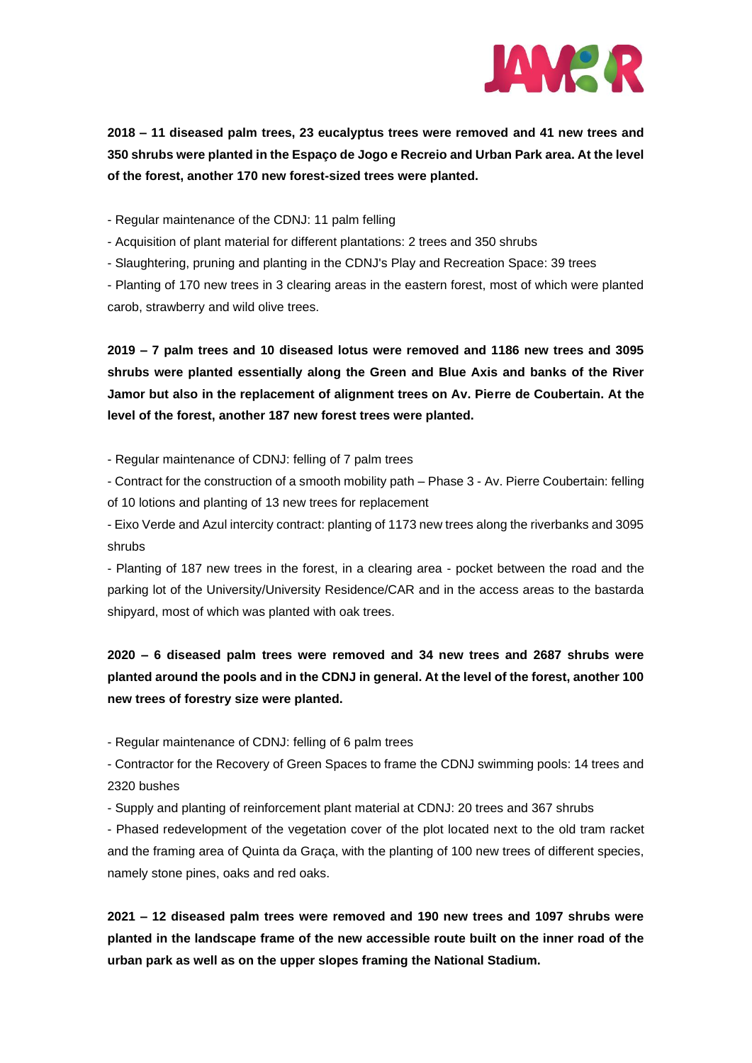**2018 – 11 diseased palm trees, 23 eucalyptus trees were removed and 41 new trees and 350 shrubs were planted in the Espaço de Jogo e Recreio and Urban Park area. At the level of the forest, another 170 new forest-sized trees were planted.**

- Regular maintenance of the CDNJ: 11 palm felling
- Acquisition of plant material for different plantations: 2 trees and 350 shrubs
- Slaughtering, pruning and planting in the CDNJ's Play and Recreation Space: 39 trees
- Planting of 170 new trees in 3 clearing areas in the eastern forest, most of which were planted carob, strawberry and wild olive trees.

**2019 – 7 palm trees and 10 diseased lotus were removed and 1186 new trees and 3095 shrubs were planted essentially along the Green and Blue Axis and banks of the River Jamor but also in the replacement of alignment trees on Av. Pierre de Coubertain. At the level of the forest, another 187 new forest trees were planted.**

- Regular maintenance of CDNJ: felling of 7 palm trees
- Contract for the construction of a smooth mobility path – Phase 3 - Av. Pierre Coubertain: felling of 10 lotions and planting of 13 new trees for replacement
- Eixo Verde and Azul intercity contract: planting of 1173 new trees along the riverbanks and 3095 shrubs
- Planting of 187 new trees in the forest, in a clearing area - pocket between the road and the parking lot of the University/University Residence/CAR and in the access areas to the bastarda shipyard, most of which was planted with oak trees.

**2020 – 6 diseased palm trees were removed and 34 new trees and 2687 shrubs were planted around the pools and in the CDNJ in general. At the level of the forest, another 100 new trees of forestry size were planted.**

- Regular maintenance of CDNJ: felling of 6 palm trees
- Contractor for the Recovery of Green Spaces to frame the CDNJ swimming pools: 14 trees and 2320 bushes
- Supply and planting of reinforcement plant material at CDNJ: 20 trees and 367 shrubs
- Phased redevelopment of the vegetation cover of the plot located next to the old tram racket and the framing area of Quinta da Graça, with the planting of 100 new trees of different species, namely stone pines, oaks and red oaks.

**2021 – 12 diseased palm trees were removed and 190 new trees and 1097 shrubs were planted in the landscape frame of the new accessible route built on the inner road of the urban park as well as on the upper slopes framing the National Stadium.**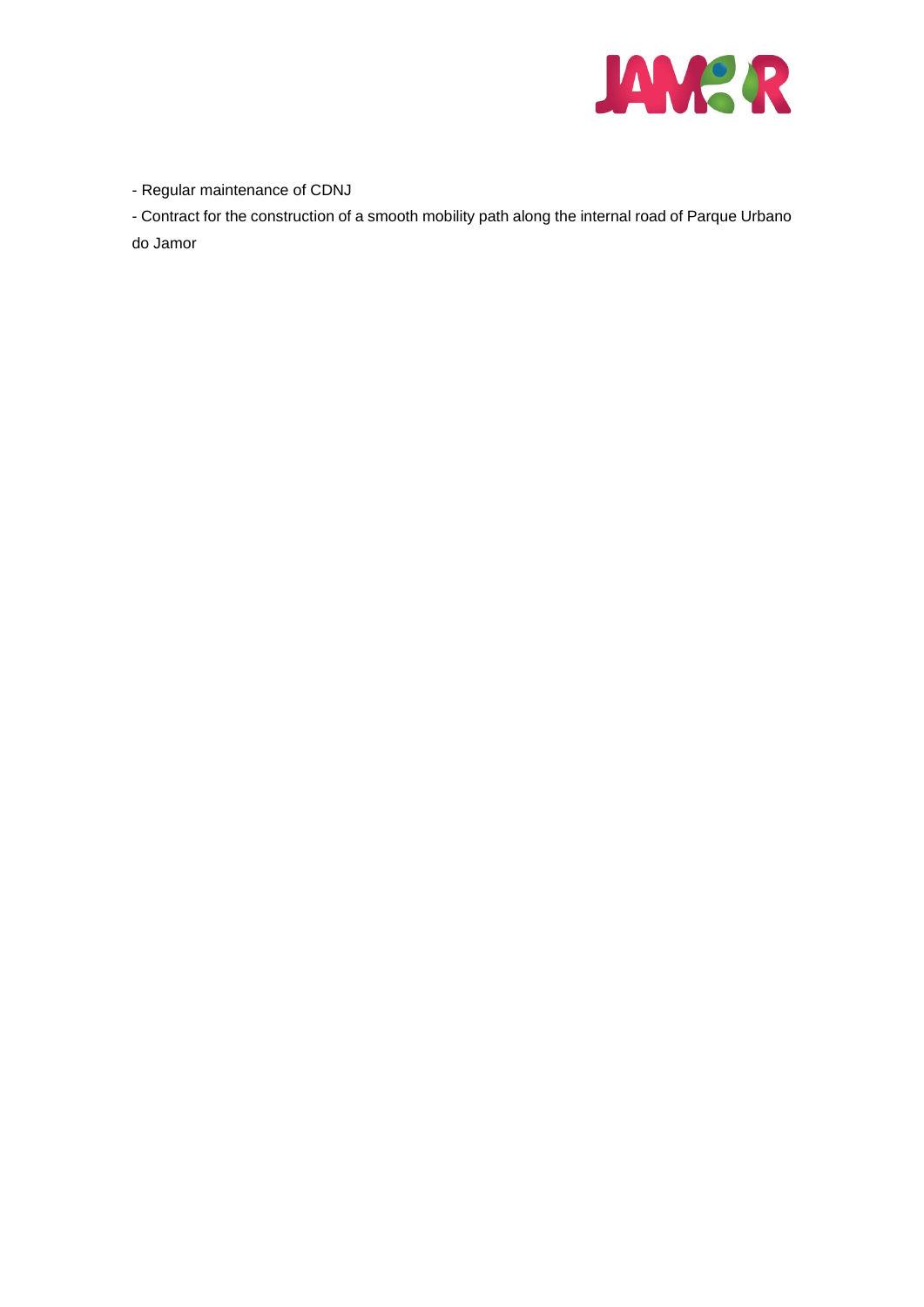- Regular maintenance of CDNJ
- Contract for the construction of a smooth mobility path along the internal road of Parque Urbano do Jamor